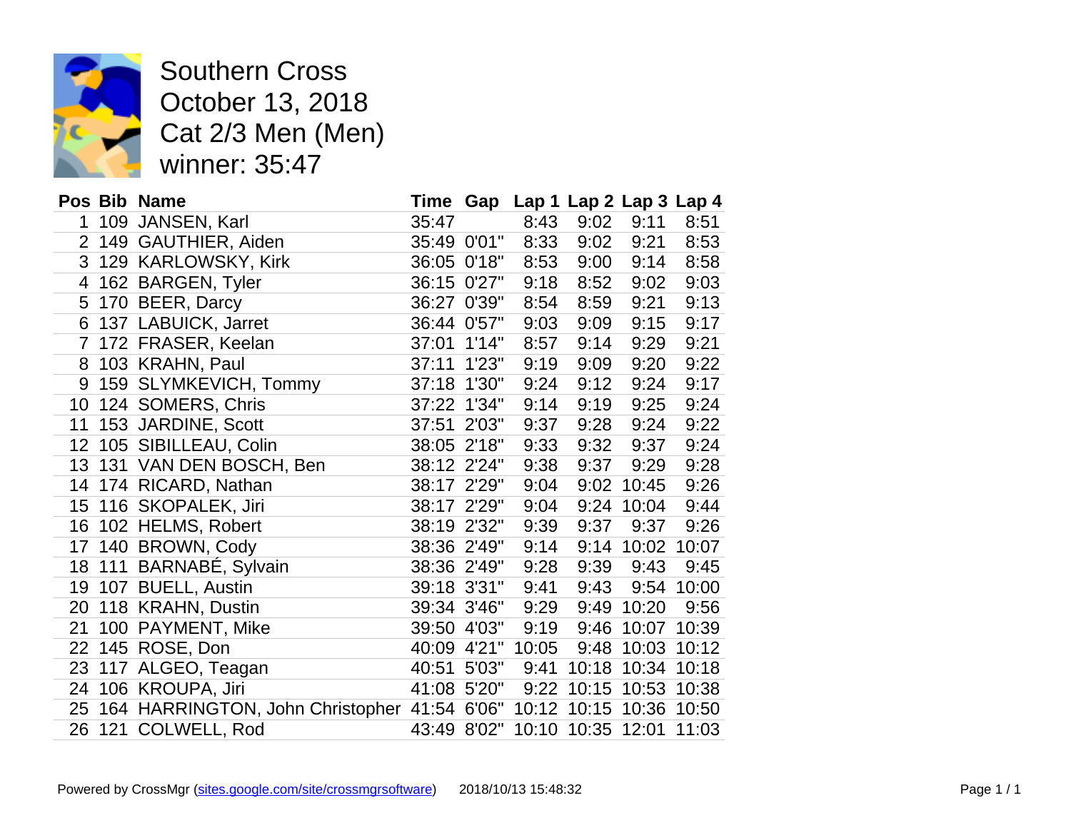# Southern Cross
# October 13, 2018
# Cat 2/3 Men (Men)
# winner: 35:47

| Pos | Bib | Name | Time | Gap | Lap 1 | Lap 2 | Lap 3 | Lap 4 |
|---|---|---|---|---|---|---|---|---|
| 1 | 109 | JANSEN, Karl | 35:47 | | 8:43 | 9:02 | 9:11 | 8:51 |
| 2 | 149 | GAUTHIER, Aiden | 35:49 | 0'01" | 8:33 | 9:02 | 9:21 | 8:53 |
| 3 | 129 | KARLOWSKY, Kirk | 36:05 | 0'18" | 8:53 | 9:00 | 9:14 | 8:58 |
| 4 | 162 | BARGEN, Tyler | 36:15 | 0'27" | 9:18 | 8:52 | 9:02 | 9:03 |
| 5 | 170 | BEER, Darcy | 36:27 | 0'39" | 8:54 | 8:59 | 9:21 | 9:13 |
| 6 | 137 | LABUICK, Jarret | 36:44 | 0'57" | 9:03 | 9:09 | 9:15 | 9:17 |
| 7 | 172 | FRASER, Keelan | 37:01 | 1'14" | 8:57 | 9:14 | 9:29 | 9:21 |
| 8 | 103 | KRAHN, Paul | 37:11 | 1'23" | 9:19 | 9:09 | 9:20 | 9:22 |
| 9 | 159 | SLYMKEVICH, Tommy | 37:18 | 1'30" | 9:24 | 9:12 | 9:24 | 9:17 |
| 10 | 124 | SOMERS, Chris | 37:22 | 1'34" | 9:14 | 9:19 | 9:25 | 9:24 |
| 11 | 153 | JARDINE, Scott | 37:51 | 2'03" | 9:37 | 9:28 | 9:24 | 9:22 |
| 12 | 105 | SIBILLEAU, Colin | 38:05 | 2'18" | 9:33 | 9:32 | 9:37 | 9:24 |
| 13 | 131 | VAN DEN BOSCH, Ben | 38:12 | 2'24" | 9:38 | 9:37 | 9:29 | 9:28 |
| 14 | 174 | RICARD, Nathan | 38:17 | 2'29" | 9:04 | 9:02 | 10:45 | 9:26 |
| 15 | 116 | SKOPALEK, Jiri | 38:17 | 2'29" | 9:04 | 9:24 | 10:04 | 9:44 |
| 16 | 102 | HELMS, Robert | 38:19 | 2'32" | 9:39 | 9:37 | 9:37 | 9:26 |
| 17 | 140 | BROWN, Cody | 38:36 | 2'49" | 9:14 | 9:14 | 10:02 | 10:07 |
| 18 | 111 | BARNABÉ, Sylvain | 38:36 | 2'49" | 9:28 | 9:39 | 9:43 | 9:45 |
| 19 | 107 | BUELL, Austin | 39:18 | 3'31" | 9:41 | 9:43 | 9:54 | 10:00 |
| 20 | 118 | KRAHN, Dustin | 39:34 | 3'46" | 9:29 | 9:49 | 10:20 | 9:56 |
| 21 | 100 | PAYMENT, Mike | 39:50 | 4'03" | 9:19 | 9:46 | 10:07 | 10:39 |
| 22 | 145 | ROSE, Don | 40:09 | 4'21" | 10:05 | 9:48 | 10:03 | 10:12 |
| 23 | 117 | ALGEO, Teagan | 40:51 | 5'03" | 9:41 | 10:18 | 10:34 | 10:18 |
| 24 | 106 | KROUPA, Jiri | 41:08 | 5'20" | 9:22 | 10:15 | 10:53 | 10:38 |
| 25 | 164 | HARRINGTON, John Christopher | 41:54 | 6'06" | 10:12 | 10:15 | 10:36 | 10:50 |
| 26 | 121 | COLWELL, Rod | 43:49 | 8'02" | 10:10 | 10:35 | 12:01 | 11:03 |

Powered by CrossMgr (sites.google.com/site/crossmgrsoftware) 2018/10/13 15:48:32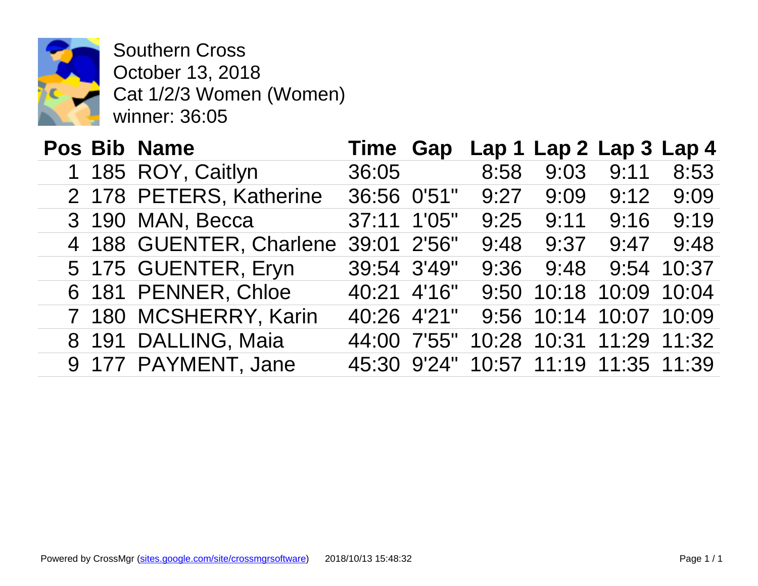Southern Cross
October 13, 2018
Cat 1/2/3 Women (Women)
winner: 36:05

| Pos | Bib | Name | Time | Gap | Lap 1 | Lap 2 | Lap 3 | Lap 4 |
|---|---|---|---|---|---|---|---|---|
| 1 | 185 | ROY, Caitlyn | 36:05 | | 8:58 | 9:03 | 9:11 | 8:53 |
| 2 | 178 | PETERS, Katherine | 36:56 | 0'51" | 9:27 | 9:09 | 9:12 | 9:09 |
| 3 | 190 | MAN, Becca | 37:11 | 1'05" | 9:25 | 9:11 | 9:16 | 9:19 |
| 4 | 188 | GUENTER, Charlene | 39:01 | 2'56" | 9:48 | 9:37 | 9:47 | 9:48 |
| 5 | 175 | GUENTER, Eryn | 39:54 | 3'49" | 9:36 | 9:48 | 9:54 | 10:37 |
| 6 | 181 | PENNER, Chloe | 40:21 | 4'16" | 9:50 | 10:18 | 10:09 | 10:04 |
| 7 | 180 | MCSHERRY, Karin | 40:26 | 4'21" | 9:56 | 10:14 | 10:07 | 10:09 |
| 8 | 191 | DALLING, Maia | 44:00 | 7'55" | 10:28 | 10:31 | 11:29 | 11:32 |
| 9 | 177 | PAYMENT, Jane | 45:30 | 9'24" | 10:57 | 11:19 | 11:35 | 11:39 |

Powered by CrossMgr (sites.google.com/site/crossmgrsoftware) 2018/10/13 15:48:32